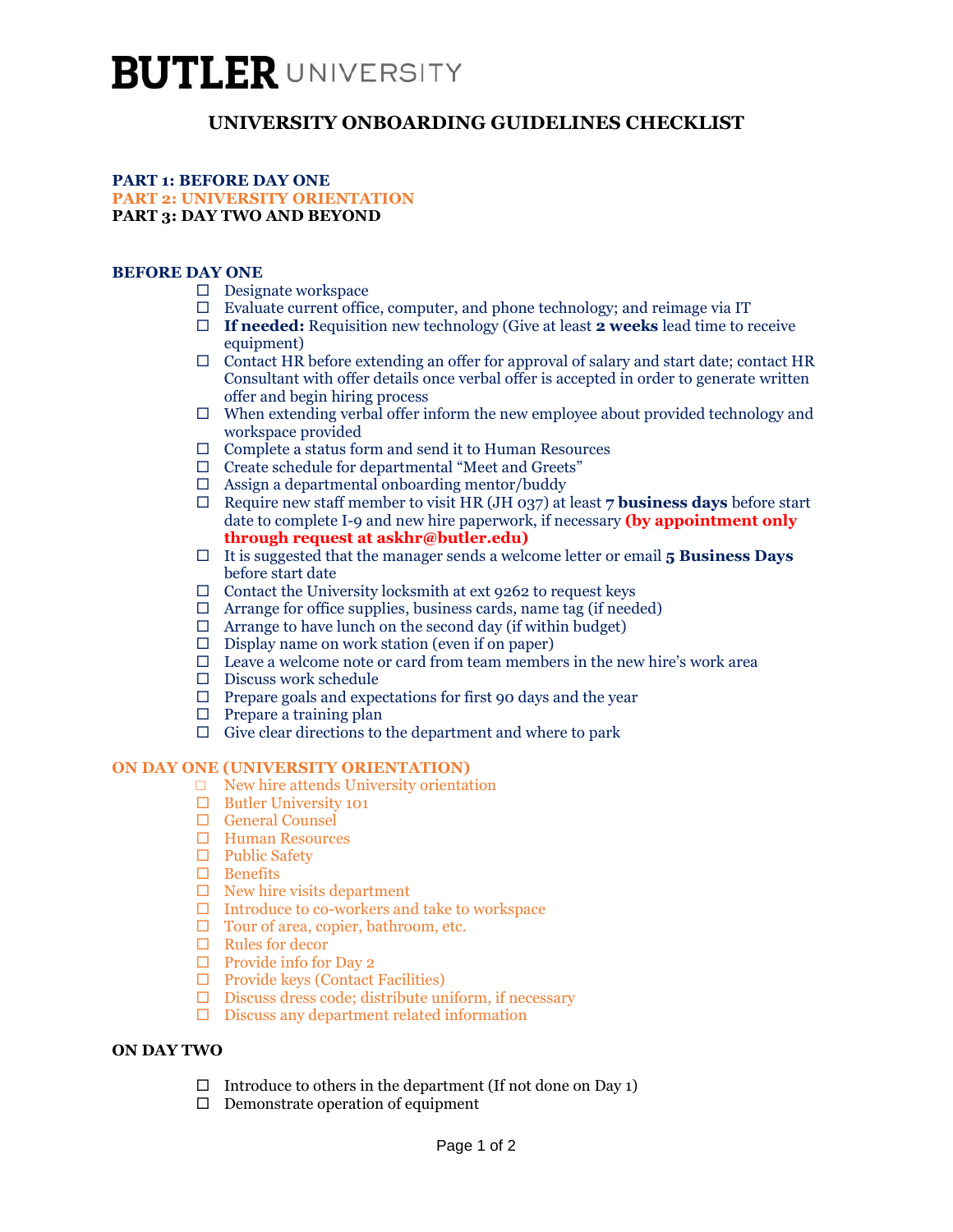# BUTLER UNIVERSITY

## UNIVERSITY ONBOARDING GUIDELINES CHECKLIST

**PART 1: BEFORE DAY ONE**
**PART 2: UNIVERSITY ORIENTATION**
**PART 3: DAY TWO AND BEYOND**

### BEFORE DAY ONE

- ☐ Designate workspace
- ☐ Evaluate current office, computer, and phone technology; and reimage via IT
- ☐ **If needed:** Requisition new technology (Give at least **2 weeks** lead time to receive equipment)
- ☐ Contact HR before extending an offer for approval of salary and start date; contact HR Consultant with offer details once verbal offer is accepted in order to generate written offer and begin hiring process
- ☐ When extending verbal offer inform the new employee about provided technology and workspace provided
- ☐ Complete a status form and send it to Human Resources
- ☐ Create schedule for departmental "Meet and Greets"
- ☐ Assign a departmental onboarding mentor/buddy
- ☐ Require new staff member to visit HR (JH 037) at least **7 business days** before start date to complete I-9 and new hire paperwork, if necessary **(by appointment only through request at askhr@butler.edu)**
- ☐ It is suggested that the manager sends a welcome letter or email **5 Business Days** before start date
- ☐ Contact the University locksmith at ext 9262 to request keys
- ☐ Arrange for office supplies, business cards, name tag (if needed)
- ☐ Arrange to have lunch on the second day (if within budget)
- ☐ Display name on work station (even if on paper)
- ☐ Leave a welcome note or card from team members in the new hire's work area
- ☐ Discuss work schedule
- ☐ Prepare goals and expectations for first 90 days and the year
- ☐ Prepare a training plan
- ☐ Give clear directions to the department and where to park

### ON DAY ONE (UNIVERSITY ORIENTATION)

- ☐ New hire attends University orientation
- ☐ Butler University 101
- ☐ General Counsel
- ☐ Human Resources
- ☐ Public Safety
- ☐ Benefits
- ☐ New hire visits department
- ☐ Introduce to co-workers and take to workspace
- ☐ Tour of area, copier, bathroom, etc.
- ☐ Rules for decor
- ☐ Provide info for Day 2
- ☐ Provide keys (Contact Facilities)
- ☐ Discuss dress code; distribute uniform, if necessary
- ☐ Discuss any department related information

### ON DAY TWO

- ☐ Introduce to others in the department (If not done on Day 1)
- ☐ Demonstrate operation of equipment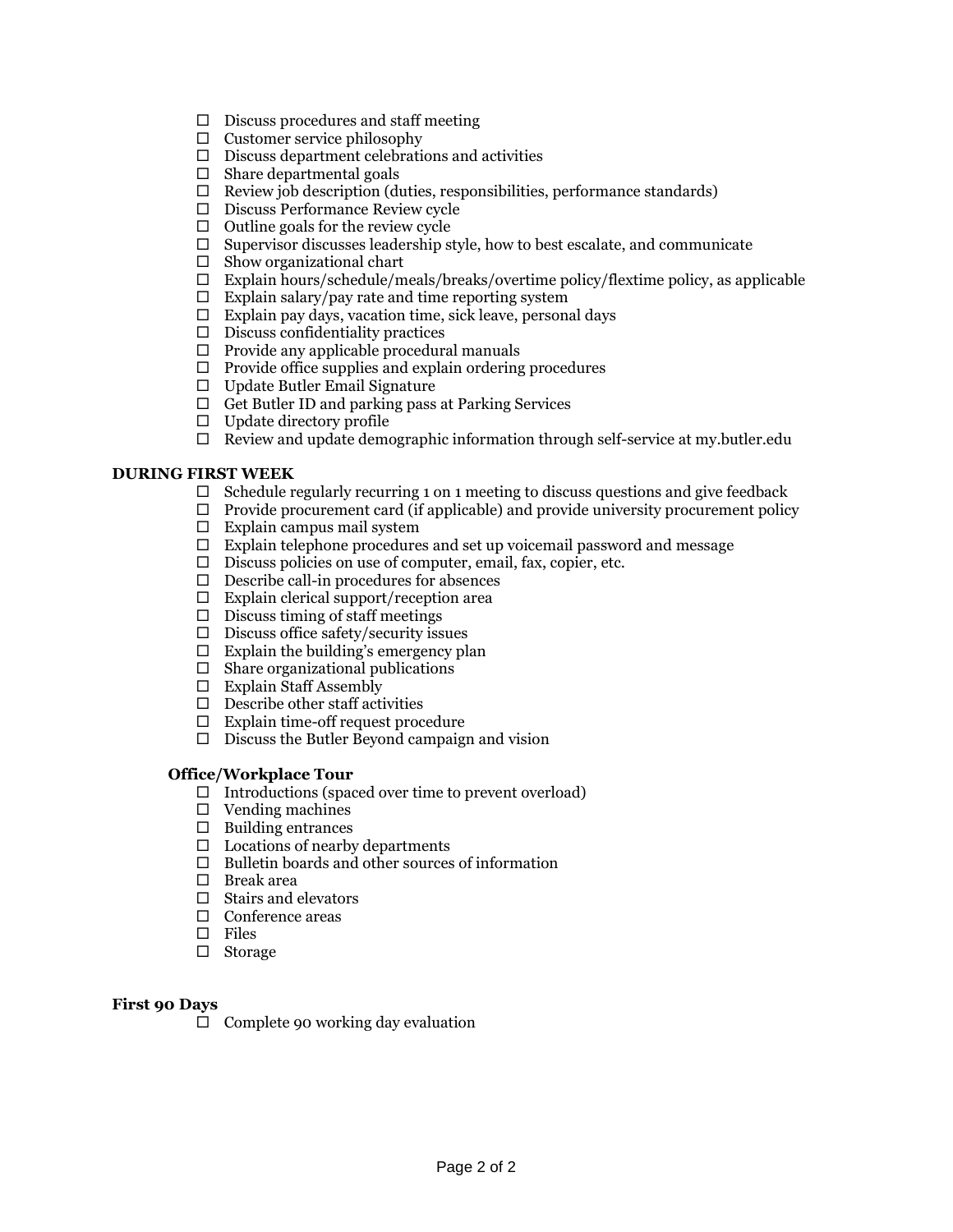- ☐ Discuss procedures and staff meeting
- ☐ Customer service philosophy
- ☐ Discuss department celebrations and activities
- ☐ Share departmental goals
- ☐ Review job description (duties, responsibilities, performance standards)
- ☐ Discuss Performance Review cycle
- ☐ Outline goals for the review cycle
- ☐ Supervisor discusses leadership style, how to best escalate, and communicate
- ☐ Show organizational chart
- ☐ Explain hours/schedule/meals/breaks/overtime policy/flextime policy, as applicable
- ☐ Explain salary/pay rate and time reporting system
- ☐ Explain pay days, vacation time, sick leave, personal days
- ☐ Discuss confidentiality practices
- ☐ Provide any applicable procedural manuals
- ☐ Provide office supplies and explain ordering procedures
- ☐ Update Butler Email Signature
- ☐ Get Butler ID and parking pass at Parking Services
- ☐ Update directory profile
- ☐ Review and update demographic information through self-service at my.butler.edu

**DURING FIRST WEEK**

- ☐ Schedule regularly recurring 1 on 1 meeting to discuss questions and give feedback
- ☐ Provide procurement card (if applicable) and provide university procurement policy
- ☐ Explain campus mail system
- ☐ Explain telephone procedures and set up voicemail password and message
- ☐ Discuss policies on use of computer, email, fax, copier, etc.
- ☐ Describe call-in procedures for absences
- ☐ Explain clerical support/reception area
- ☐ Discuss timing of staff meetings
- ☐ Discuss office safety/security issues
- ☐ Explain the building's emergency plan
- ☐ Share organizational publications
- ☐ Explain Staff Assembly
- ☐ Describe other staff activities
- ☐ Explain time-off request procedure
- ☐ Discuss the Butler Beyond campaign and vision

**Office/Workplace Tour**

- ☐ Introductions (spaced over time to prevent overload)
- ☐ Vending machines
- ☐ Building entrances
- ☐ Locations of nearby departments
- ☐ Bulletin boards and other sources of information
- ☐ Break area
- ☐ Stairs and elevators
- ☐ Conference areas
- ☐ Files
- ☐ Storage

**First 90 Days**

- ☐ Complete 90 working day evaluation